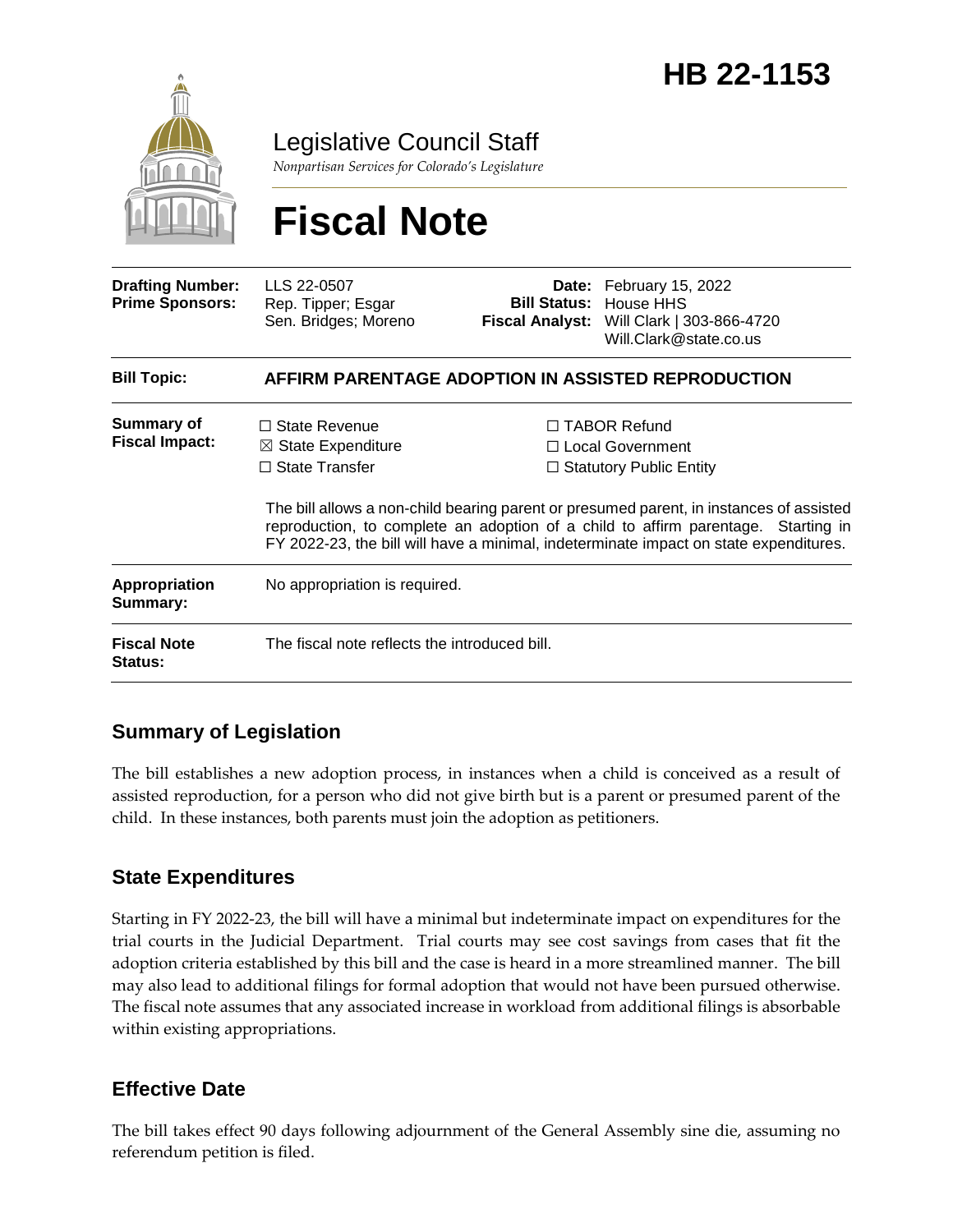# HB 22-1153

Legislative Council Staff

*Nonpartisan Services for Colorado's Legislature*

# Fiscal Note

| | | | |
|---|---|---|---|
| **Drafting Number:** | LLS 22-0507 | **Date:** | February 15, 2022 |
| **Prime Sponsors:** | Rep. Tipper; Esgar<br>Sen. Bridges; Moreno | **Bill Status:** | House HHS |
| | | **Fiscal Analyst:** | Will Clark \| 303-866-4720<br>Will.Clark@state.co.us |

| | |
|---|---|
| **Bill Topic:** | **AFFIRM PARENTAGE ADOPTION IN ASSISTED REPRODUCTION** |
| **Summary of Fiscal Impact:** | ☐ State Revenue ☒ State Expenditure ☐ State Transfer ☐ TABOR Refund ☐ Local Government ☐ Statutory Public Entity<br><br>The bill allows a non-child bearing parent or presumed parent, in instances of assisted reproduction, to complete an adoption of a child to affirm parentage. Starting in FY 2022-23, the bill will have a minimal, indeterminate impact on state expenditures. |
| **Appropriation Summary:** | No appropriation is required. |
| **Fiscal Note Status:** | The fiscal note reflects the introduced bill. |

## Summary of Legislation

The bill establishes a new adoption process, in instances when a child is conceived as a result of assisted reproduction, for a person who did not give birth but is a parent or presumed parent of the child. In these instances, both parents must join the adoption as petitioners.

## State Expenditures

Starting in FY 2022-23, the bill will have a minimal but indeterminate impact on expenditures for the trial courts in the Judicial Department. Trial courts may see cost savings from cases that fit the adoption criteria established by this bill and the case is heard in a more streamlined manner. The bill may also lead to additional filings for formal adoption that would not have been pursued otherwise. The fiscal note assumes that any associated increase in workload from additional filings is absorbable within existing appropriations.

## Effective Date

The bill takes effect 90 days following adjournment of the General Assembly sine die, assuming no referendum petition is filed.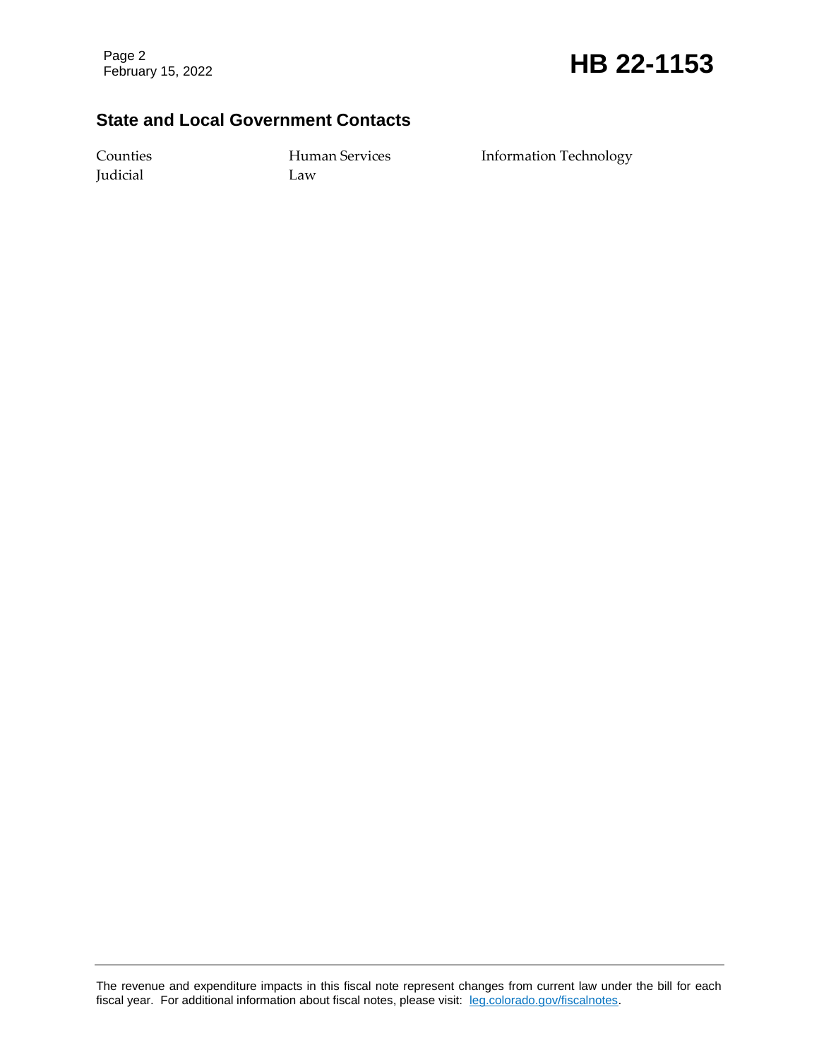## State and Local Government Contacts

| | | |
|---|---|---|
| Counties | Human Services | Information Technology |
| Judicial | Law | |